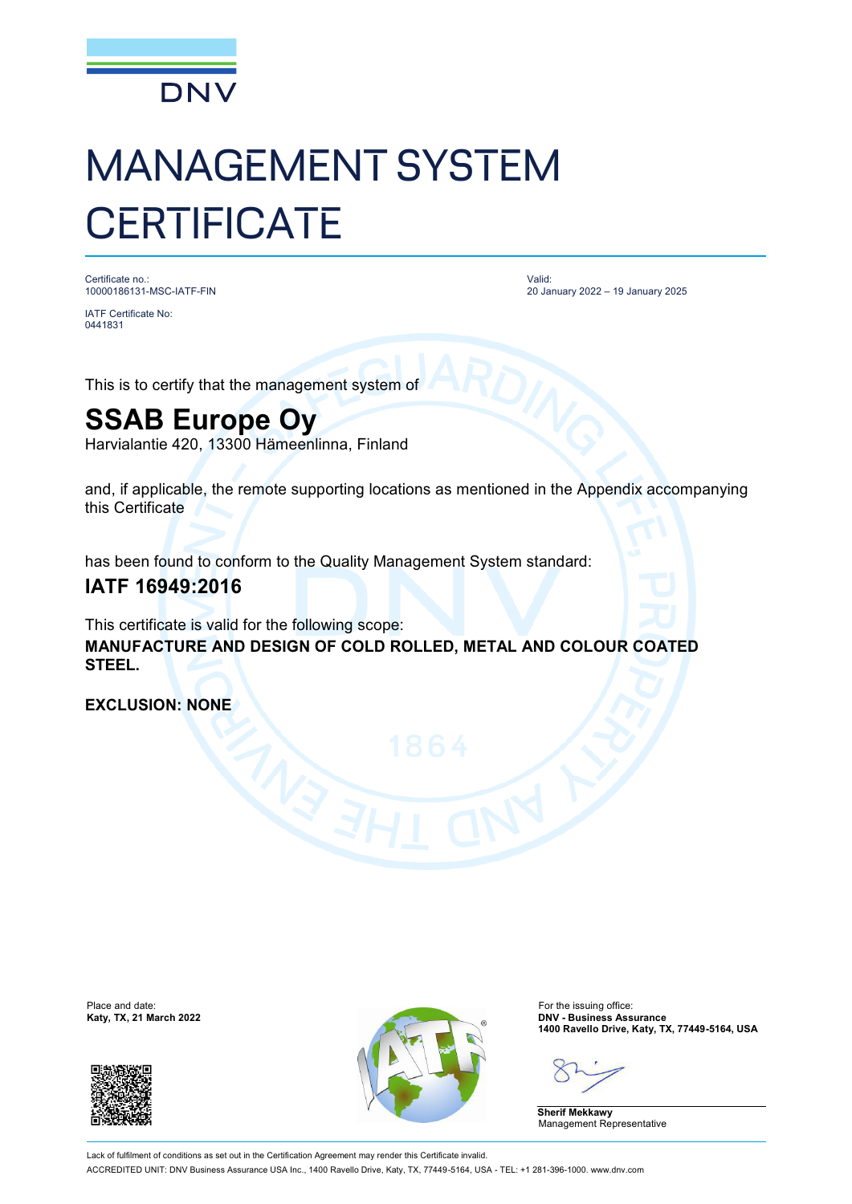DNV

# MANAGEMENT SYSTEM CERTIFICATE

Certificate no.:
10000186131-MSC-IATF-FIN

IATF Certificate No:
0441831

Valid:
20 January 2022 – 19 January 2025

This is to certify that the management system of

## SSAB Europe Oy

Harvialantie 420, 13300 Hämeenlinna, Finland

and, if applicable, the remote supporting locations as mentioned in the Appendix accompanying this Certificate

has been found to conform to the Quality Management System standard:

### IATF 16949:2016

This certificate is valid for the following scope:

**MANUFACTURE AND DESIGN OF COLD ROLLED, METAL AND COLOUR COATED STEEL.**

**EXCLUSION: NONE**

Place and date:
**Katy, TX, 21 March 2022**

For the issuing office:
**DNV - Business Assurance**
**1400 Ravello Drive, Katy, TX, 77449-5164, USA**

**Sherif Mekkawy**
Management Representative

Lack of fulfilment of conditions as set out in the Certification Agreement may render this Certificate invalid.
ACCREDITED UNIT: DNV Business Assurance USA Inc., 1400 Ravello Drive, Katy, TX, 77449-5164, USA - TEL: +1 281-396-1000. www.dnv.com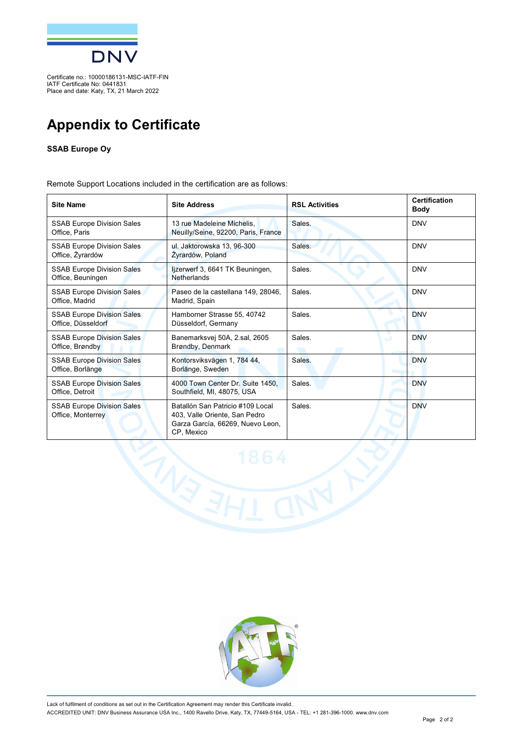Certificate no.: 10000186131-MSC-IATF-FIN
IATF Certificate No: 0441831
Place and date: Katy, TX, 21 March 2022

# Appendix to Certificate

**SSAB Europe Oy**

Remote Support Locations included in the certification are as follows:

| Site Name | Site Address | RSL Activities | Certification Body |
|---|---|---|---|
| SSAB Europe Division Sales Office, Paris | 13 rue Madeleine Michelis, Neuilly/Seine, 92200, Paris, France | Sales. | DNV |
| SSAB Europe Division Sales Office, Żyrardów | ul. Jaktorowska 13, 96-300 Żyrardów, Poland | Sales. | DNV |
| SSAB Europe Division Sales Office, Beuningen | Ijzerwerf 3, 6641 TK Beuningen, Netherlands | Sales. | DNV |
| SSAB Europe Division Sales Office, Madrid | Paseo de la castellana 149, 28046, Madrid, Spain | Sales. | DNV |
| SSAB Europe Division Sales Office, Düsseldorf | Hamborner Strasse 55, 40742 Düsseldorf, Germany | Sales. | DNV |
| SSAB Europe Division Sales Office, Brøndby | Banemarksvej 50A, 2.sal, 2605 Brøndby, Denmark | Sales. | DNV |
| SSAB Europe Division Sales Office, Borlänge | Kontorsviksvägen 1, 784 44, Borlänge, Sweden | Sales. | DNV |
| SSAB Europe Division Sales Office, Detroit | 4000 Town Center Dr. Suite 1450, Southfield, MI, 48075, USA | Sales. | DNV |
| SSAB Europe Division Sales Office, Monterrey | Batallón San Patricio #109 Local 403, Valle Oriente, San Pedro Garza García, 66269, Nuevo Leon, CP, Mexico | Sales. | DNV |

Lack of fulfilment of conditions as set out in the Certification Agreement may render this Certificate invalid.

ACCREDITED UNIT: DNV Business Assurance USA Inc., 1400 Ravello Drive, Katy, TX, 77449-5164, USA - TEL: +1 281-396-1000. www.dnv.com